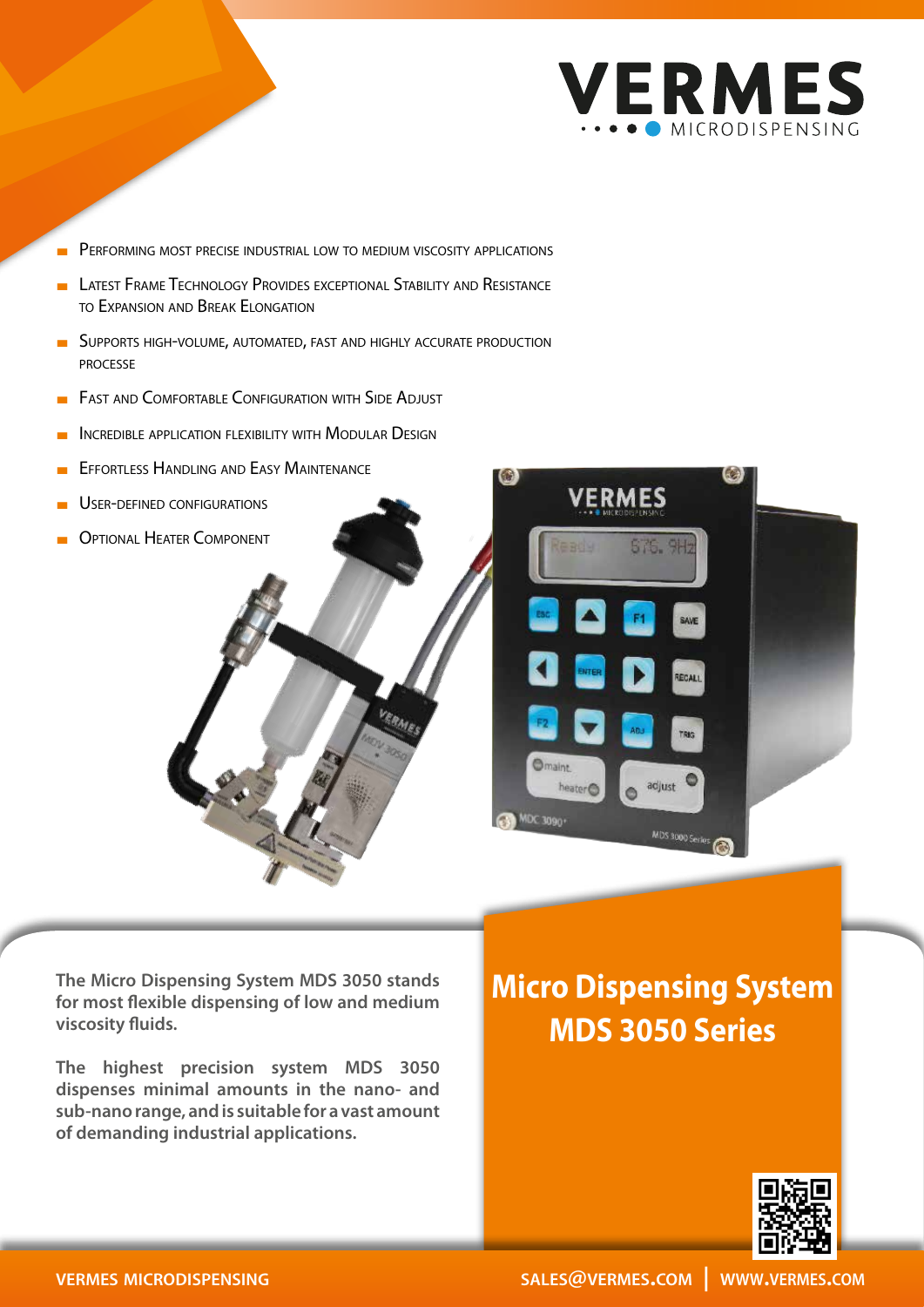# VERMES MICRODISPENSING

- Performing most precise industrial low to medium viscosity applications
- Latest Frame Technology Provides exceptional Stability and Resistance to Expansion and Break Elongation
- Supports high-volume, automated, fast and highly accurate production processe
- Fast and Comfortable Configuration with Side Adjust
- Incredible application flexibility with Modular Design
- Effortless Handling and Easy Maintenance
- User-defined configurations
- Optional Heater Component

## Micro Dispensing System MDS 3050 Series

**The Micro Dispensing System MDS 3050 stands for most flexible dispensing of low and medium viscosity fluids.**

**The highest precision system MDS 3050 dispenses minimal amounts in the nano- and sub-nano range, and is suitable for a vast amount of demanding industrial applications.**

VERMES MICRODISPENSING

SALES@VERMES.COM | WWW.VERMES.COM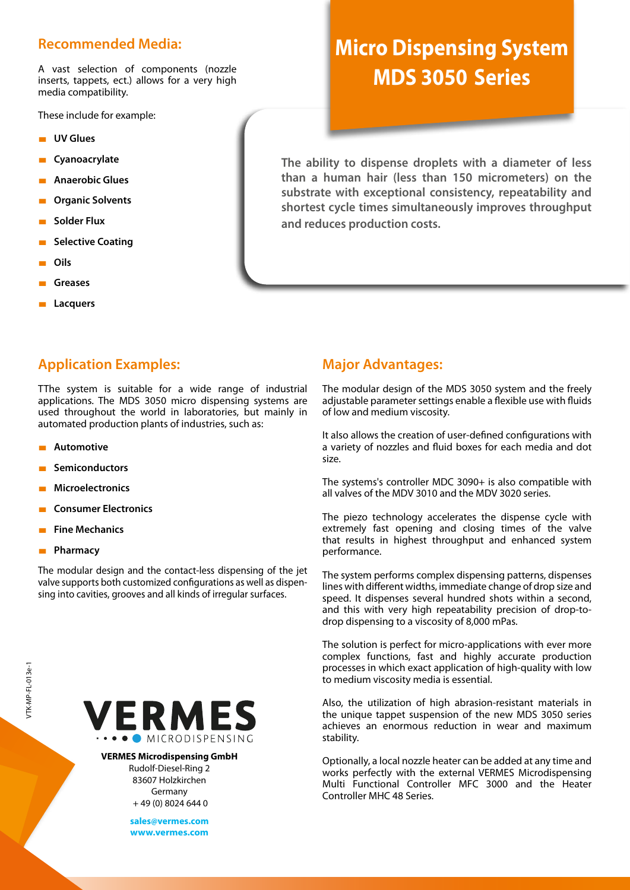# Micro Dispensing System MDS 3050 Series

**The ability to dispense droplets with a diameter of less than a human hair (less than 150 micrometers) on the substrate with exceptional consistency, repeatability and shortest cycle times simultaneously improves throughput and reduces production costs.**

## Recommended Media:

A vast selection of components (nozzle inserts, tappets, ect.) allows for a very high media compatibility.

These include for example:

- **UV Glues**
- **Cyanoacrylate**
- **Anaerobic Glues**
- **Organic Solvents**
- **Solder Flux**
- **Selective Coating**
- **Oils**
- **Greases**
- **Lacquers**

## Application Examples:

TThe system is suitable for a wide range of industrial applications. The MDS 3050 micro dispensing systems are used throughout the world in laboratories, but mainly in automated production plants of industries, such as:

- **Automotive**
- **Semiconductors**
- **Microelectronics**
- **Consumer Electronics**
- **Fine Mechanics**
- **Pharmacy**

The modular design and the contact-less dispensing of the jet valve supports both customized configurations as well as dispensing into cavities, grooves and all kinds of irregular surfaces.

## Major Advantages:

The modular design of the MDS 3050 system and the freely adjustable parameter settings enable a flexible use with fluids of low and medium viscosity.

It also allows the creation of user-defined configurations with a variety of nozzles and fluid boxes for each media and dot size.

The systems's controller MDC 3090+ is also compatible with all valves of the MDV 3010 and the MDV 3020 series.

The piezo technology accelerates the dispense cycle with extremely fast opening and closing times of the valve that results in highest throughput and enhanced system performance.

The system performs complex dispensing patterns, dispenses lines with different widths, immediate change of drop size and speed. It dispenses several hundred shots within a second, and this with very high repeatability precision of drop-to-drop dispensing to a viscosity of 8,000 mPas.

The solution is perfect for micro-applications with ever more complex functions, fast and highly accurate production processes in which exact application of high-quality with low to medium viscosity media is essential.

Also, the utilization of high abrasion-resistant materials in the unique tappet suspension of the new MDS 3050 series achieves an enormous reduction in wear and maximum stability.

Optionally, a local nozzle heater can be added at any time and works perfectly with the external VERMES Microdispensing Multi Functional Controller MFC 3000 and the Heater Controller MHC 48 Series.

VERMES MICRODISPENSING

**VERMES Microdispensing GmbH**
Rudolf-Diesel-Ring 2
83607 Holzkirchen
Germany
+ 49 (0) 8024 644 0

**sales@vermes.com**
**www.vermes.com**

VTK-MP-FL-013e-1